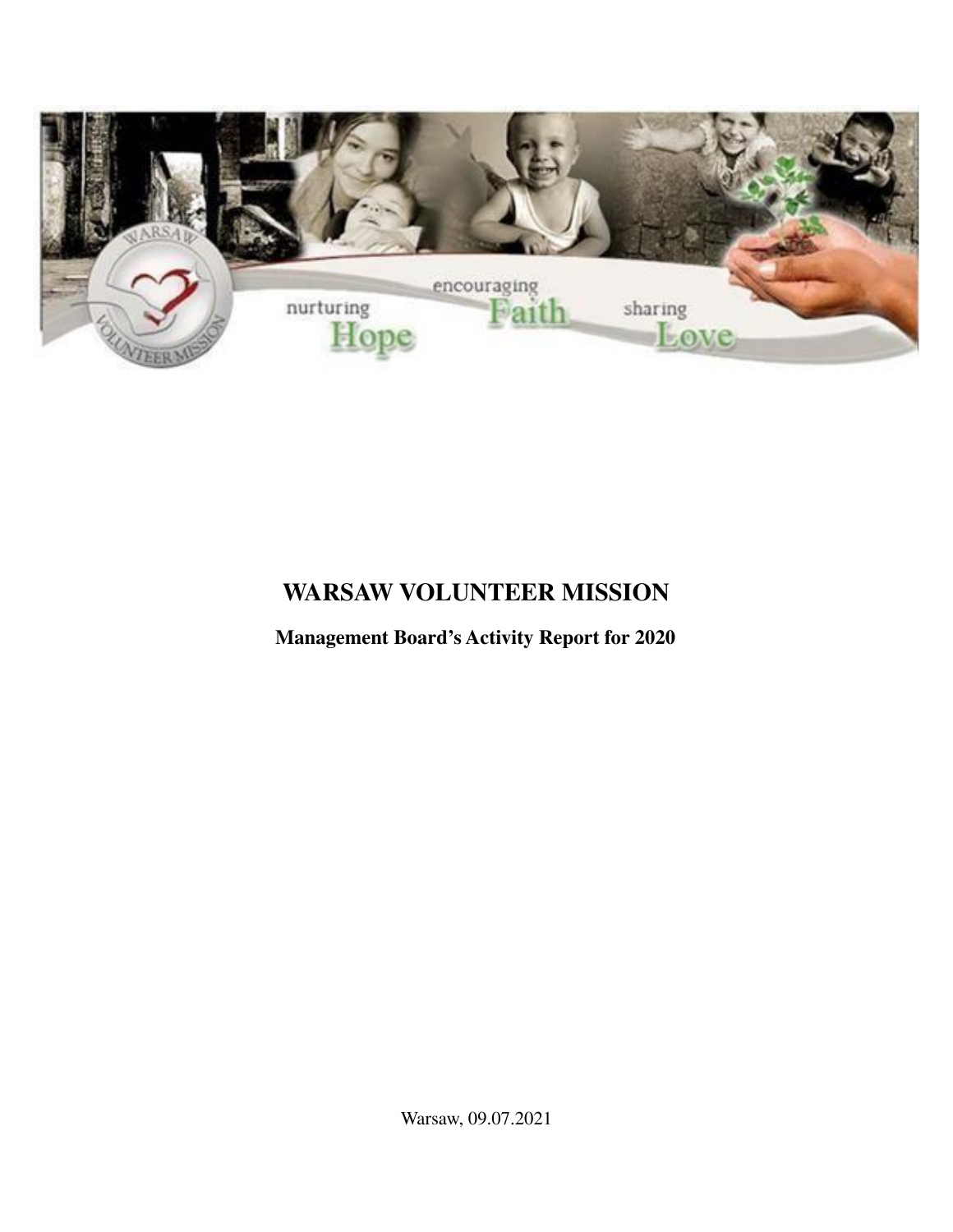# WARSAW VOLUNTEER MISSION

**Management Board's Activity Report for 2020**

Warsaw, 09.07.2021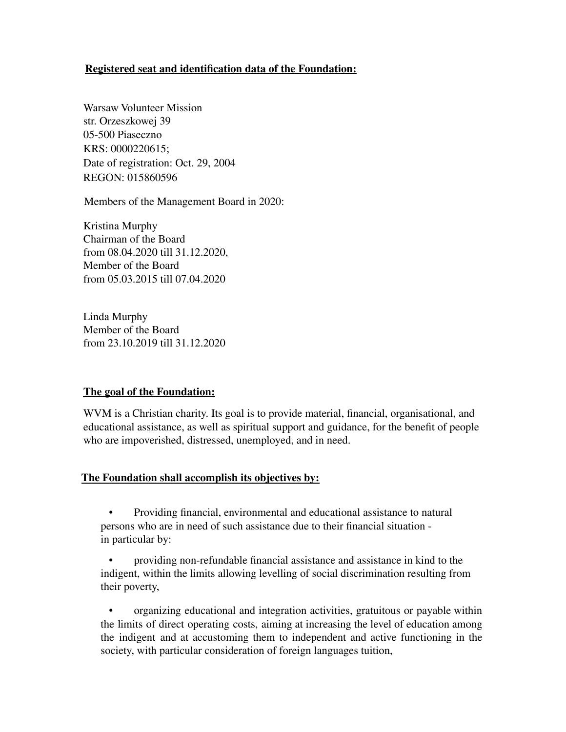**Registered seat and identification data of the Foundation:**

Warsaw Volunteer Mission
str. Orzeszkowej 39
05-500 Piaseczno
KRS: 0000220615;
Date of registration: Oct. 29, 2004
REGON: 015860596

Members of the Management Board in 2020:

Kristina Murphy
Chairman of the Board
from 08.04.2020 till 31.12.2020,
Member of the Board
from 05.03.2015 till 07.04.2020

Linda Murphy
Member of the Board
from 23.10.2019 till 31.12.2020

**The goal of the Foundation:**

WVM is a Christian charity. Its goal is to provide material, financial, organisational, and educational assistance, as well as spiritual support and guidance, for the benefit of people who are impoverished, distressed, unemployed, and in need.

**The Foundation shall accomplish its objectives by:**

- Providing financial, environmental and educational assistance to natural persons who are in need of such assistance due to their financial situation - in particular by:
- providing non-refundable financial assistance and assistance in kind to the indigent, within the limits allowing levelling of social discrimination resulting from their poverty,
- organizing educational and integration activities, gratuitous or payable within the limits of direct operating costs, aiming at increasing the level of education among the indigent and at accustoming them to independent and active functioning in the society, with particular consideration of foreign languages tuition,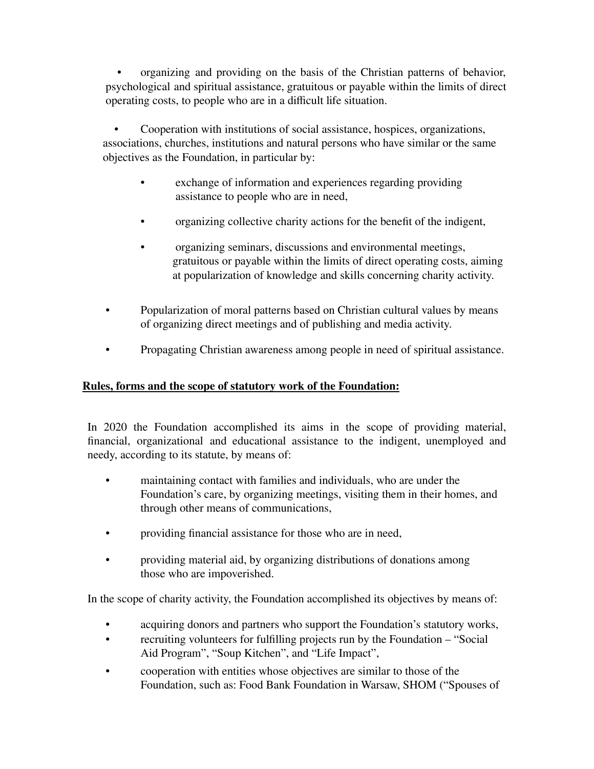- organizing and providing on the basis of the Christian patterns of behavior, psychological and spiritual assistance, gratuitous or payable within the limits of direct operating costs, to people who are in a difficult life situation.

- Cooperation with institutions of social assistance, hospices, organizations, associations, churches, institutions and natural persons who have similar or the same objectives as the Foundation, in particular by:

  - exchange of information and experiences regarding providing assistance to people who are in need,

  - organizing collective charity actions for the benefit of the indigent,

  - organizing seminars, discussions and environmental meetings, gratuitous or payable within the limits of direct operating costs, aiming at popularization of knowledge and skills concerning charity activity.

- Popularization of moral patterns based on Christian cultural values by means of organizing direct meetings and of publishing and media activity.

- Propagating Christian awareness among people in need of spiritual assistance.

**Rules, forms and the scope of statutory work of the Foundation:**

In 2020 the Foundation accomplished its aims in the scope of providing material, financial, organizational and educational assistance to the indigent, unemployed and needy, according to its statute, by means of:

- maintaining contact with families and individuals, who are under the Foundation's care, by organizing meetings, visiting them in their homes, and through other means of communications,

- providing financial assistance for those who are in need,

- providing material aid, by organizing distributions of donations among those who are impoverished.

In the scope of charity activity, the Foundation accomplished its objectives by means of:

- acquiring donors and partners who support the Foundation's statutory works,
- recruiting volunteers for fulfilling projects run by the Foundation – "Social Aid Program", "Soup Kitchen", and "Life Impact",
- cooperation with entities whose objectives are similar to those of the Foundation, such as: Food Bank Foundation in Warsaw, SHOM ("Spouses of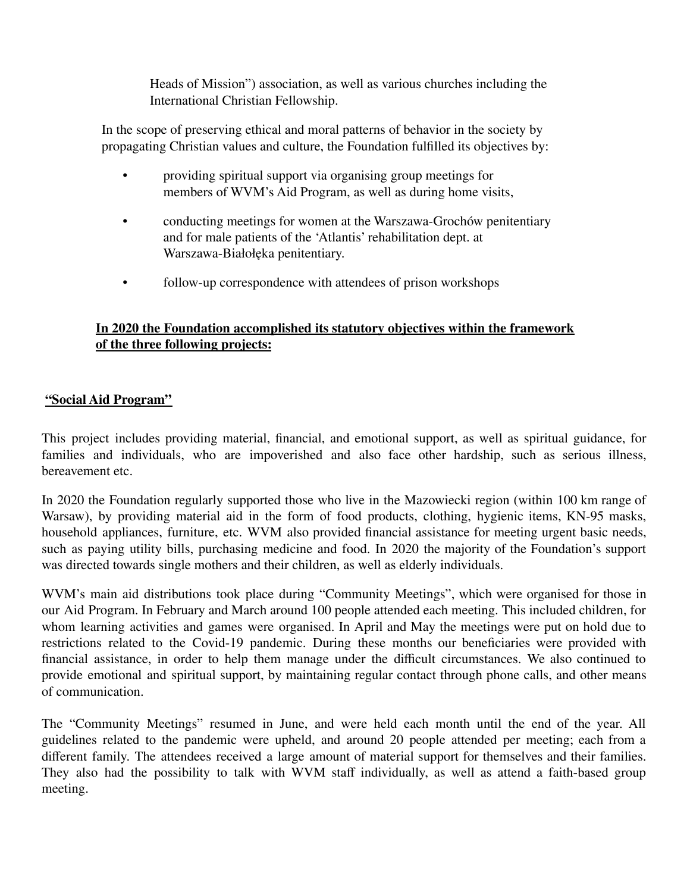Heads of Mission") association, as well as various churches including the International Christian Fellowship.

In the scope of preserving ethical and moral patterns of behavior in the society by propagating Christian values and culture, the Foundation fulfilled its objectives by:

- providing spiritual support via organising group meetings for members of WVM's Aid Program, as well as during home visits,
- conducting meetings for women at the Warszawa-Grochów penitentiary and for male patients of the 'Atlantis' rehabilitation dept. at Warszawa-Białołęka penitentiary.
- follow-up correspondence with attendees of prison workshops

**In 2020 the Foundation accomplished its statutory objectives within the framework of the three following projects:**

**"Social Aid Program"**

This project includes providing material, financial, and emotional support, as well as spiritual guidance, for families and individuals, who are impoverished and also face other hardship, such as serious illness, bereavement etc.

In 2020 the Foundation regularly supported those who live in the Mazowiecki region (within 100 km range of Warsaw), by providing material aid in the form of food products, clothing, hygienic items, KN-95 masks, household appliances, furniture, etc. WVM also provided financial assistance for meeting urgent basic needs, such as paying utility bills, purchasing medicine and food. In 2020 the majority of the Foundation's support was directed towards single mothers and their children, as well as elderly individuals.

WVM's main aid distributions took place during "Community Meetings", which were organised for those in our Aid Program. In February and March around 100 people attended each meeting. This included children, for whom learning activities and games were organised. In April and May the meetings were put on hold due to restrictions related to the Covid-19 pandemic. During these months our beneficiaries were provided with financial assistance, in order to help them manage under the difficult circumstances. We also continued to provide emotional and spiritual support, by maintaining regular contact through phone calls, and other means of communication.

The "Community Meetings" resumed in June, and were held each month until the end of the year. All guidelines related to the pandemic were upheld, and around 20 people attended per meeting; each from a different family. The attendees received a large amount of material support for themselves and their families. They also had the possibility to talk with WVM staff individually, as well as attend a faith-based group meeting.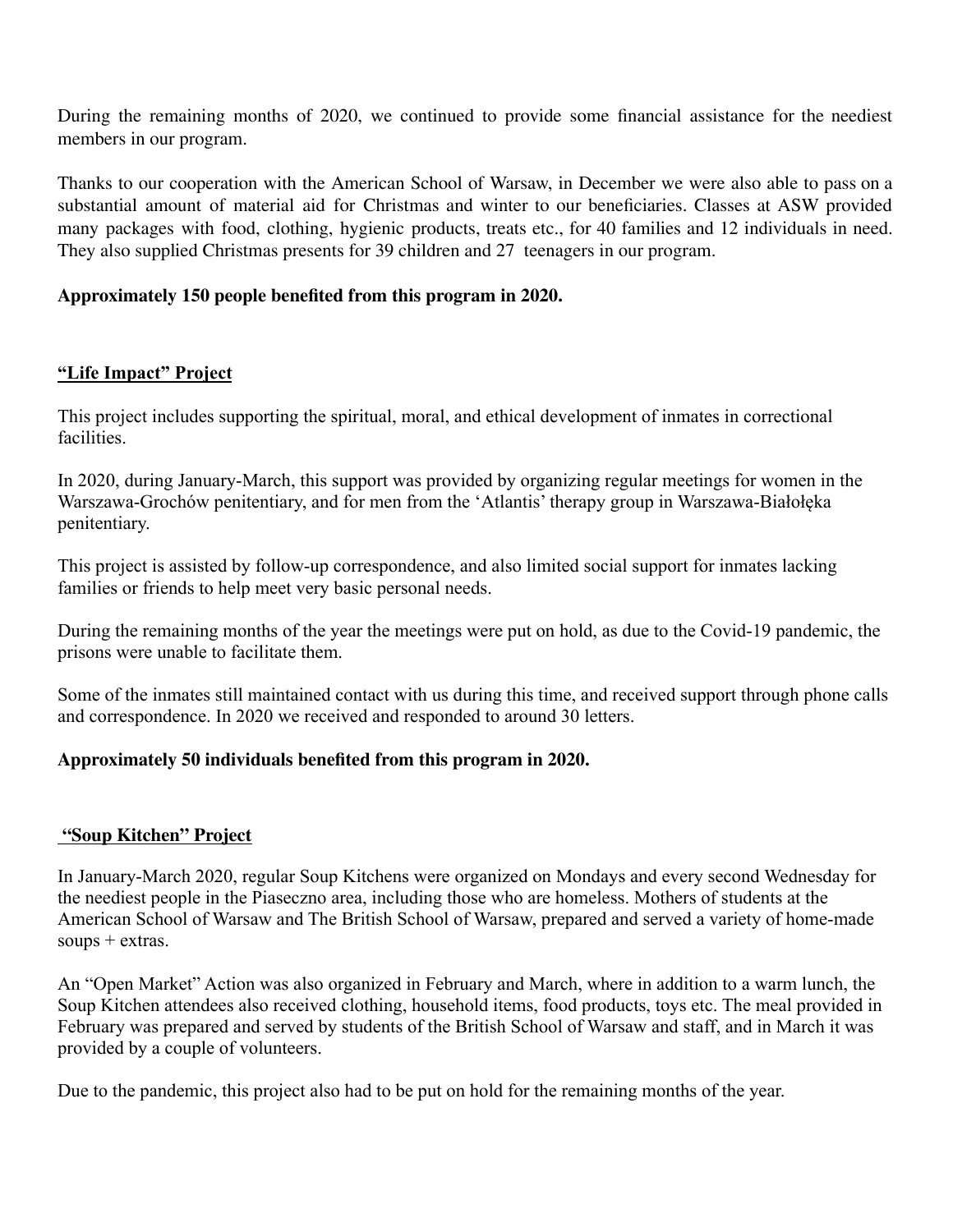During the remaining months of 2020, we continued to provide some financial assistance for the neediest members in our program.

Thanks to our cooperation with the American School of Warsaw, in December we were also able to pass on a substantial amount of material aid for Christmas and winter to our beneficiaries. Classes at ASW provided many packages with food, clothing, hygienic products, treats etc., for 40 families and 12 individuals in need. They also supplied Christmas presents for 39 children and 27 teenagers in our program.

**Approximately 150 people benefited from this program in 2020.**

## **"Life Impact" Project**

This project includes supporting the spiritual, moral, and ethical development of inmates in correctional facilities.

In 2020, during January-March, this support was provided by organizing regular meetings for women in the Warszawa-Grochów penitentiary, and for men from the 'Atlantis' therapy group in Warszawa-Białołęka penitentiary.

This project is assisted by follow-up correspondence, and also limited social support for inmates lacking families or friends to help meet very basic personal needs.

During the remaining months of the year the meetings were put on hold, as due to the Covid-19 pandemic, the prisons were unable to facilitate them.

Some of the inmates still maintained contact with us during this time, and received support through phone calls and correspondence. In 2020 we received and responded to around 30 letters.

**Approximately 50 individuals benefited from this program in 2020.**

## **"Soup Kitchen" Project**

In January-March 2020, regular Soup Kitchens were organized on Mondays and every second Wednesday for the neediest people in the Piaseczno area, including those who are homeless. Mothers of students at the American School of Warsaw and The British School of Warsaw, prepared and served a variety of home-made soups + extras.

An "Open Market" Action was also organized in February and March, where in addition to a warm lunch, the Soup Kitchen attendees also received clothing, household items, food products, toys etc. The meal provided in February was prepared and served by students of the British School of Warsaw and staff, and in March it was provided by a couple of volunteers.

Due to the pandemic, this project also had to be put on hold for the remaining months of the year.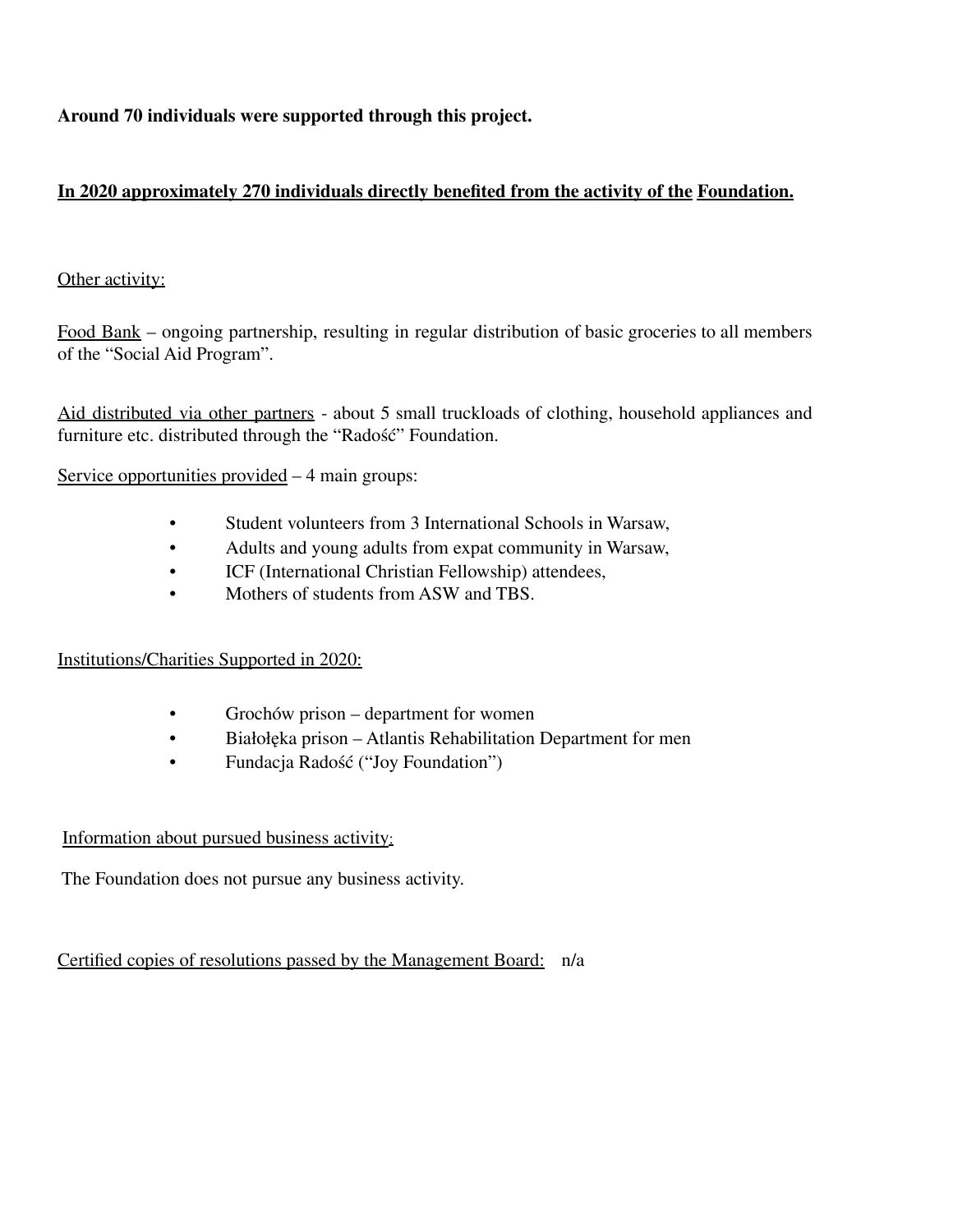**Around 70 individuals were supported through this project.**

<u>**In 2020 approximately 270 individuals directly benefited from the activity of the Foundation.**</u>

<u>Other activity:</u>

<u>Food Bank</u> – ongoing partnership, resulting in regular distribution of basic groceries to all members of the "Social Aid Program".

<u>Aid distributed via other partners</u> - about 5 small truckloads of clothing, household appliances and furniture etc. distributed through the "Radość" Foundation.

<u>Service opportunities provided</u> – 4 main groups:

- Student volunteers from 3 International Schools in Warsaw,
- Adults and young adults from expat community in Warsaw,
- ICF (International Christian Fellowship) attendees,
- Mothers of students from ASW and TBS.

<u>Institutions/Charities Supported in 2020:</u>

- Grochów prison – department for women
- Białołęka prison – Atlantis Rehabilitation Department for men
- Fundacja Radość ("Joy Foundation")

<u>Information about pursued business activity:</u>

The Foundation does not pursue any business activity.

<u>Certified copies of resolutions passed by the Management Board:</u> n/a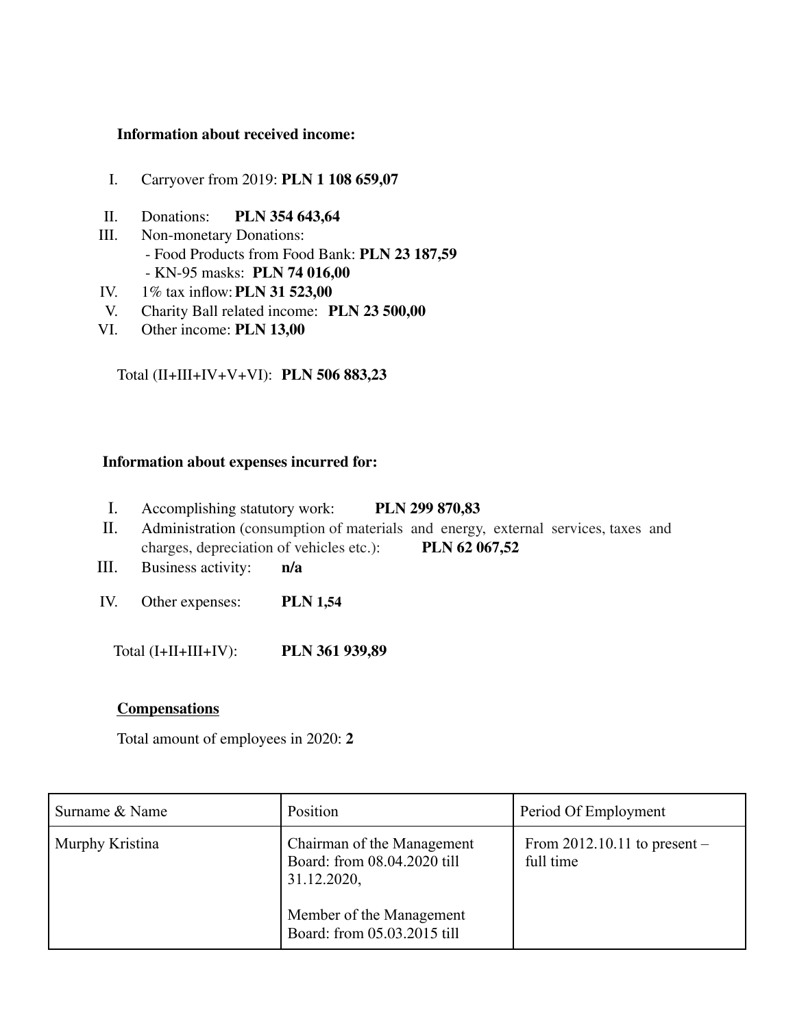**Information about received income:**

I. Carryover from 2019: **PLN 1 108 659,07**

II. Donations: **PLN 354 643,64**

III. Non-monetary Donations:
   - Food Products from Food Bank: **PLN 23 187,59**
   - KN-95 masks: **PLN 74 016,00**

IV. 1% tax inflow: **PLN 31 523,00**

V. Charity Ball related income: **PLN 23 500,00**

VI. Other income: **PLN 13,00**

Total (II+III+IV+V+VI): **PLN 506 883,23**

**Information about expenses incurred for:**

I. Accomplishing statutory work: **PLN 299 870,83**

II. Administration (consumption of materials and energy, external services, taxes and charges, depreciation of vehicles etc.): **PLN 62 067,52**

III. Business activity: **n/a**

IV. Other expenses: **PLN 1,54**

Total (I+II+III+IV): **PLN 361 939,89**

**<u>Compensations</u>**

Total amount of employees in 2020: **2**

| Surname & Name | Position | Period Of Employment |
| --- | --- | --- |
| Murphy Kristina | Chairman of the Management Board: from 08.04.2020 till 31.12.2020,<br><br>Member of the Management Board: from 05.03.2015 till | From 2012.10.11 to present – full time |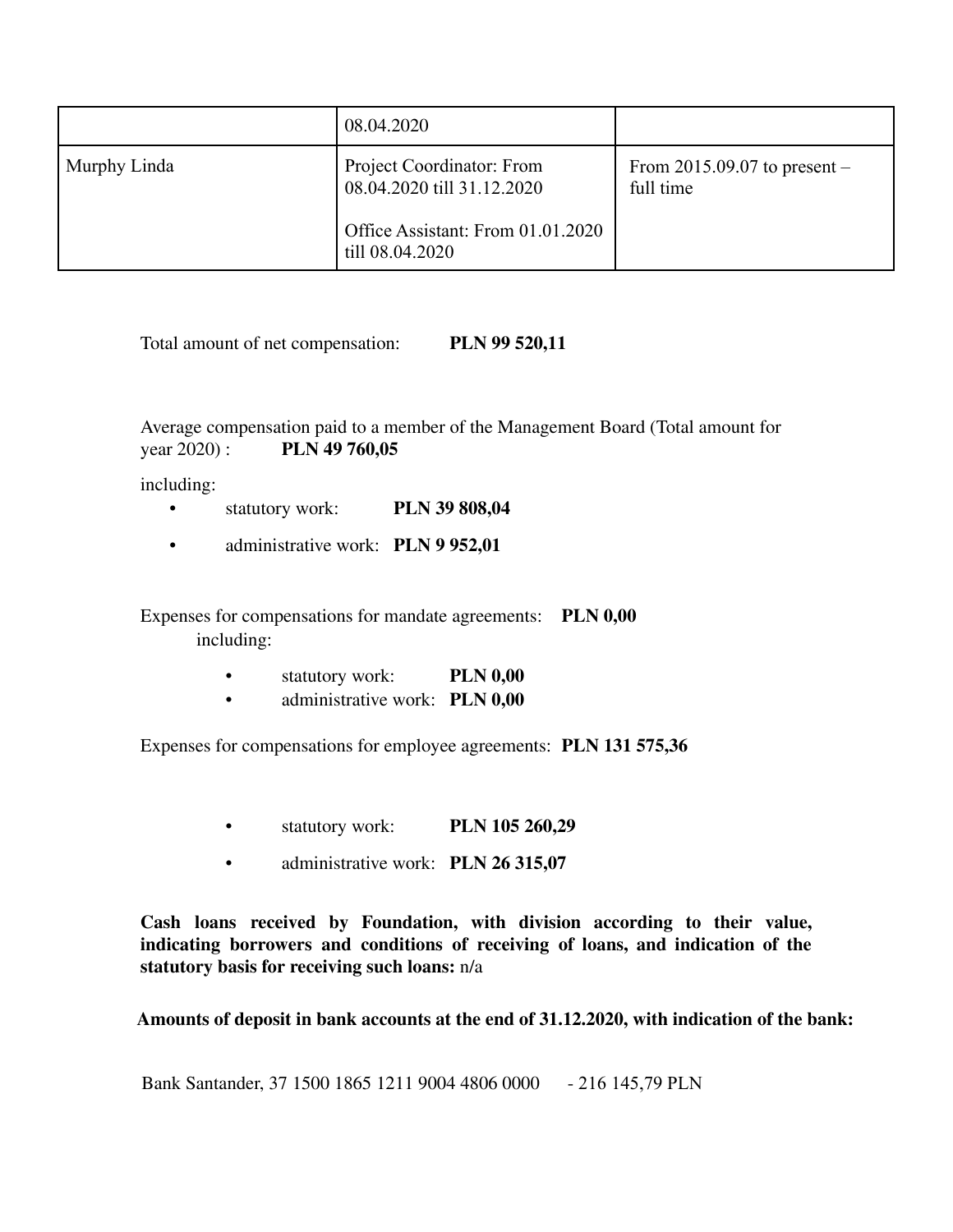| | | |
|---|---|---|
| | 08.04.2020 | |
| Murphy Linda | Project Coordinator: From 08.04.2020 till 31.12.2020<br><br>Office Assistant: From 01.01.2020 till 08.04.2020 | From 2015.09.07 to present – full time |

Total amount of net compensation: **PLN 99 520,11**

Average compensation paid to a member of the Management Board (Total amount for year 2020) : **PLN 49 760,05**

including:

- statutory work: **PLN 39 808,04**
- administrative work: **PLN 9 952,01**

Expenses for compensations for mandate agreements: **PLN 0,00**
including:

- statutory work: **PLN 0,00**
- administrative work: **PLN 0,00**

Expenses for compensations for employee agreements: **PLN 131 575,36**

- statutory work: **PLN 105 260,29**
- administrative work: **PLN 26 315,07**

**Cash loans received by Foundation, with division according to their value, indicating borrowers and conditions of receiving of loans, and indication of the statutory basis for receiving such loans:** n/a

**Amounts of deposit in bank accounts at the end of 31.12.2020, with indication of the bank:**

Bank Santander, 37 1500 1865 1211 9004 4806 0000 - 216 145,79 PLN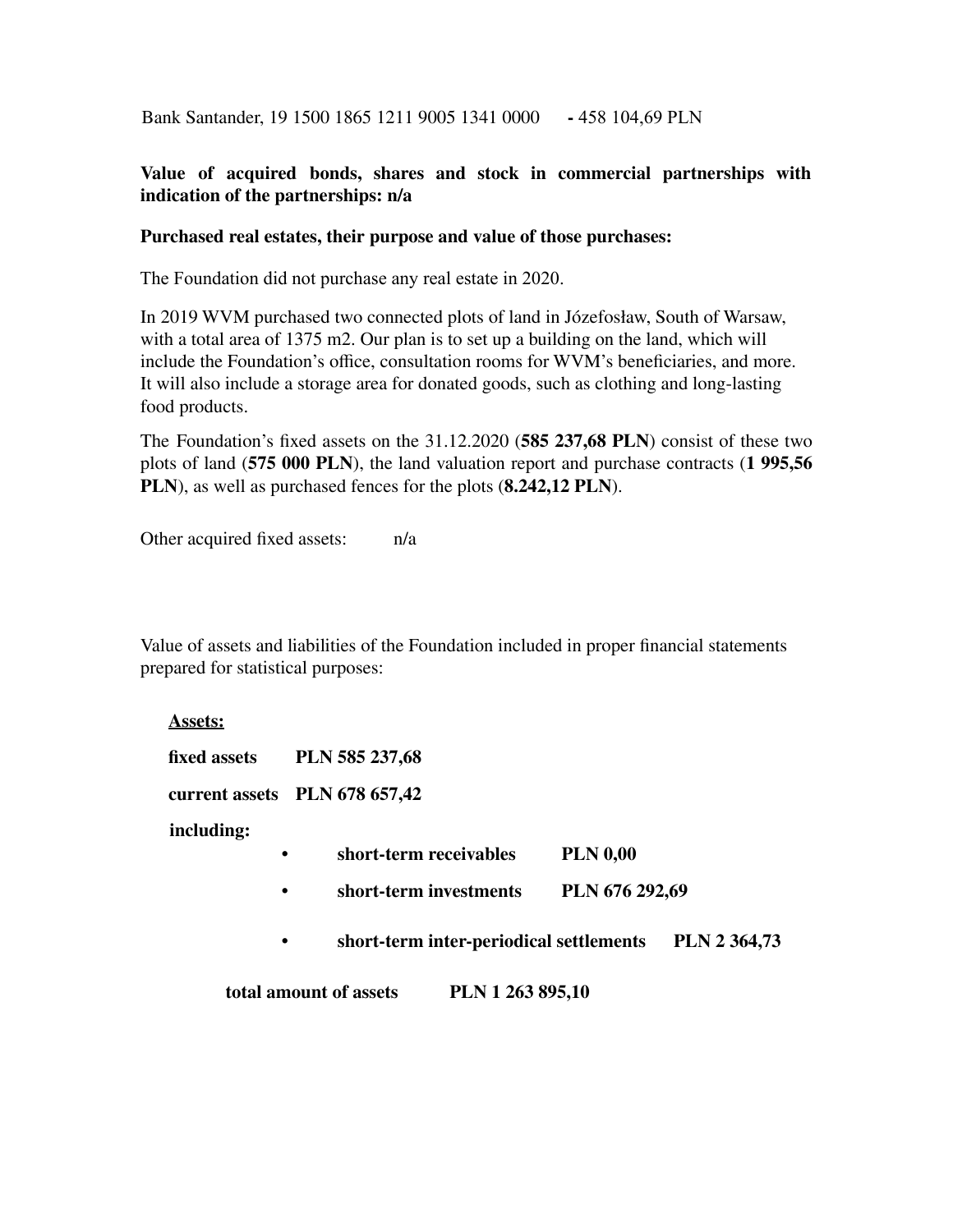Bank Santander, 19 1500 1865 1211 9005 1341 0000 **-** 458 104,69 PLN

**Value of acquired bonds, shares and stock in commercial partnerships with indication of the partnerships: n/a**

**Purchased real estates, their purpose and value of those purchases:**

The Foundation did not purchase any real estate in 2020.

In 2019 WVM purchased two connected plots of land in Józefosław, South of Warsaw, with a total area of 1375 m2. Our plan is to set up a building on the land, which will include the Foundation's office, consultation rooms for WVM's beneficiaries, and more. It will also include a storage area for donated goods, such as clothing and long-lasting food products.

The Foundation's fixed assets on the 31.12.2020 (**585 237,68 PLN**) consist of these two plots of land (**575 000 PLN**), the land valuation report and purchase contracts (**1 995,56 PLN**), as well as purchased fences for the plots (**8.242,12 PLN**).

Other acquired fixed assets: n/a

Value of assets and liabilities of the Foundation included in proper financial statements prepared for statistical purposes:

<u>**Assets:**</u>

**fixed assets PLN 585 237,68**

**current assets PLN 678 657,42**

**including:**

- **short-term receivables PLN 0,00**
- **short-term investments PLN 676 292,69**
- **short-term inter-periodical settlements PLN 2 364,73**

**total amount of assets PLN 1 263 895,10**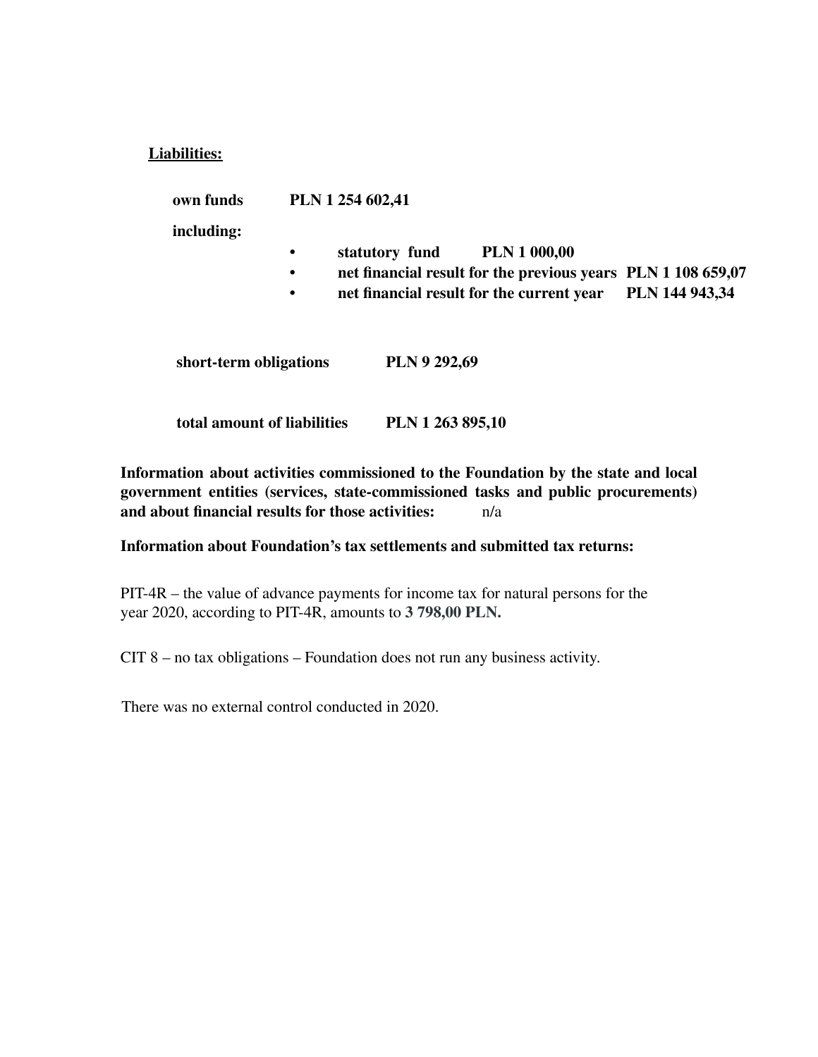<u>**Liabilities:**</u>

**own funds** **PLN 1 254 602,41**

**including:**

- **statutory fund** **PLN 1 000,00**
- **net financial result for the previous years** **PLN 1 108 659,07**
- **net financial result for the current year** **PLN 144 943,34**

**short-term obligations** **PLN 9 292,69**

**total amount of liabilities** **PLN 1 263 895,10**

**Information about activities commissioned to the Foundation by the state and local government entities (services, state-commissioned tasks and public procurements) and about financial results for those activities:** n/a

**Information about Foundation's tax settlements and submitted tax returns:**

PIT-4R – the value of advance payments for income tax for natural persons for the year 2020, according to PIT-4R, amounts to **3 798,00 PLN.**

CIT 8 – no tax obligations – Foundation does not run any business activity.

There was no external control conducted in 2020.